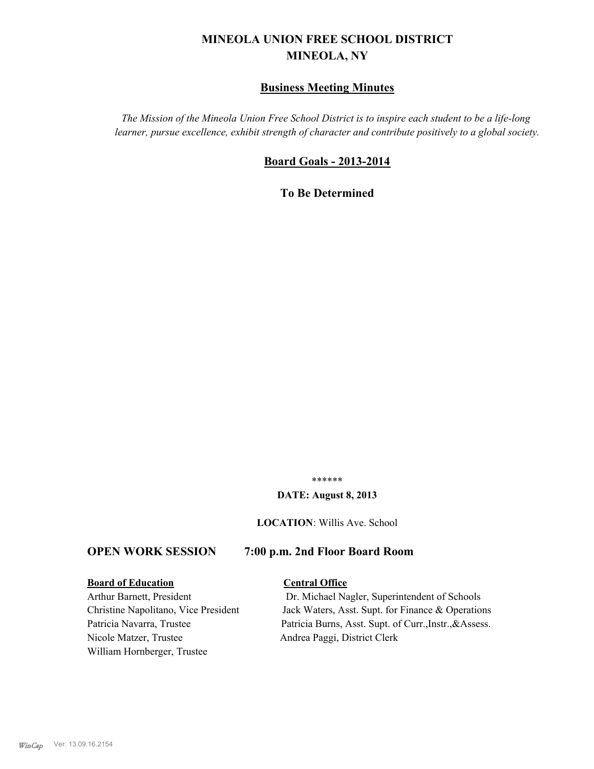# MINEOLA UNION FREE SCHOOL DISTRICT
## MINEOLA, NY

## Business Meeting Minutes

*The Mission of the Mineola Union Free School District is to inspire each student to be a life-long learner, pursue excellence, exhibit strength of character and contribute positively to a global society.*

## Board Goals - 2013-2014

**To Be Determined**

******

**DATE: August 8, 2013**

**LOCATION**: Willis Ave. School

### OPEN WORK SESSION 7:00 p.m. 2nd Floor Board Room

**Board of Education**

Arthur Barnett, President
Christine Napolitano, Vice President
Patricia Navarra, Trustee
Nicole Matzer, Trustee
William Hornberger, Trustee

**Central Office**

Dr. Michael Nagler, Superintendent of Schools
Jack Waters, Asst. Supt. for Finance & Operations
Patricia Burns, Asst. Supt. of Curr.,Instr.,&Assess.
Andrea Paggi, District Clerk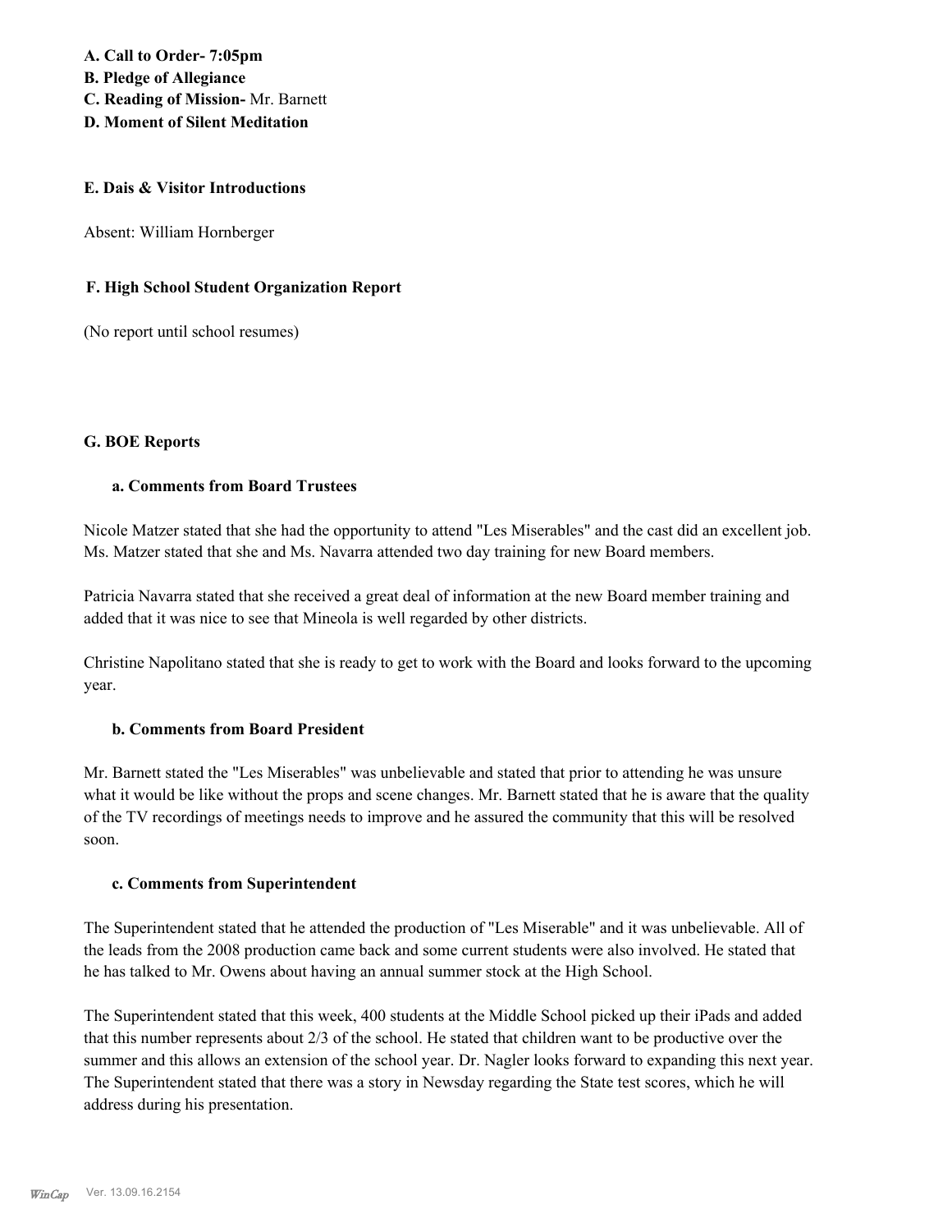**A. Call to Order- 7:05pm**
**B. Pledge of Allegiance**
**C. Reading of Mission-** Mr. Barnett
**D. Moment of Silent Meditation**

**E. Dais & Visitor Introductions**

Absent: William Hornberger

**F. High School Student Organization Report**

(No report until school resumes)

**G. BOE Reports**

**a. Comments from Board Trustees**

Nicole Matzer stated that she had the opportunity to attend "Les Miserables" and the cast did an excellent job. Ms. Matzer stated that she and Ms. Navarra attended two day training for new Board members.

Patricia Navarra stated that she received a great deal of information at the new Board member training and added that it was nice to see that Mineola is well regarded by other districts.

Christine Napolitano stated that she is ready to get to work with the Board and looks forward to the upcoming year.

**b. Comments from Board President**

Mr. Barnett stated the "Les Miserables" was unbelievable and stated that prior to attending he was unsure what it would be like without the props and scene changes. Mr. Barnett stated that he is aware that the quality of the TV recordings of meetings needs to improve and he assured the community that this will be resolved soon.

**c. Comments from Superintendent**

The Superintendent stated that he attended the production of "Les Miserable" and it was unbelievable. All of the leads from the 2008 production came back and some current students were also involved. He stated that he has talked to Mr. Owens about having an annual summer stock at the High School.

The Superintendent stated that this week, 400 students at the Middle School picked up their iPads and added that this number represents about 2/3 of the school. He stated that children want to be productive over the summer and this allows an extension of the school year. Dr. Nagler looks forward to expanding this next year. The Superintendent stated that there was a story in Newsday regarding the State test scores, which he will address during his presentation.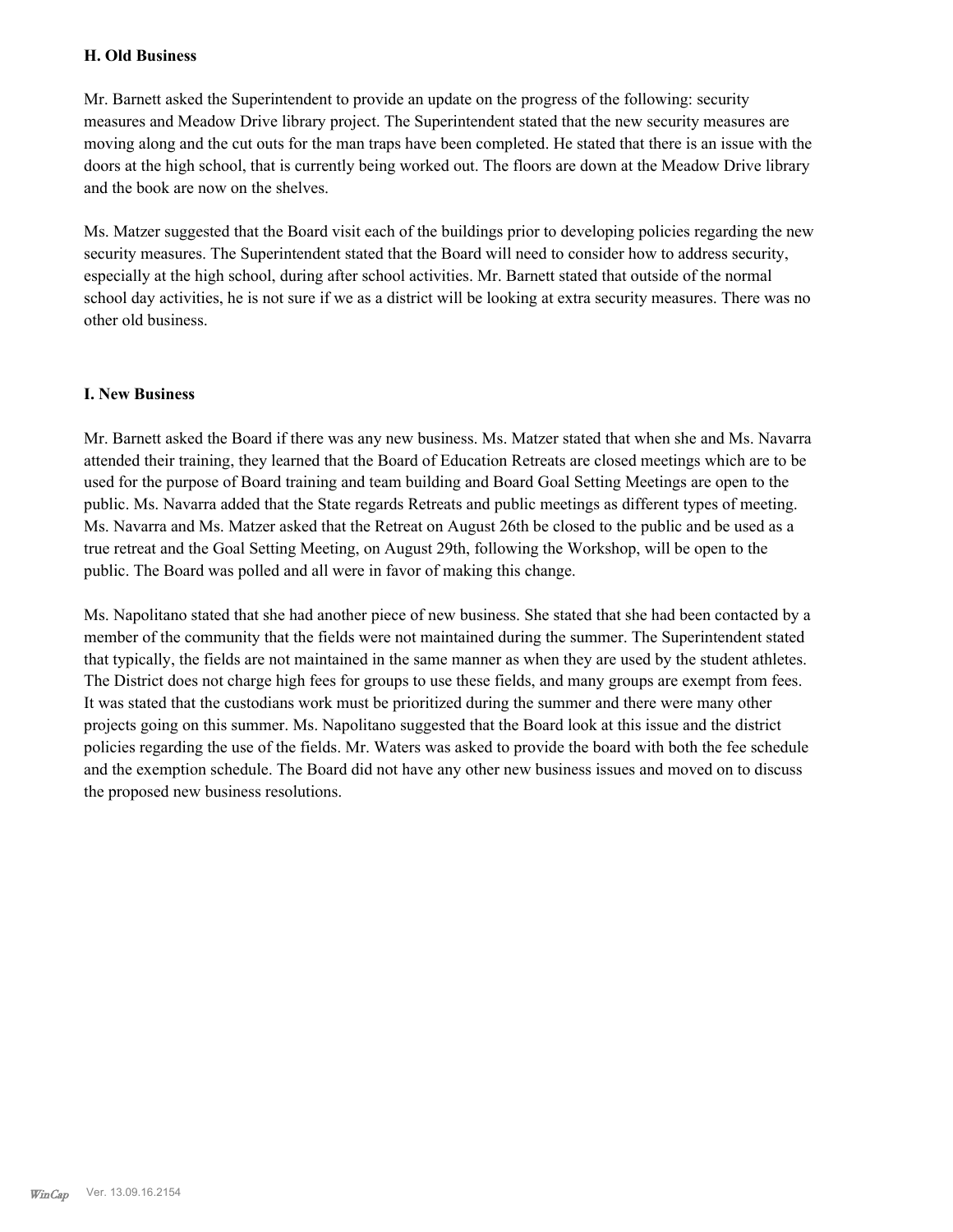### H. Old Business

Mr. Barnett asked the Superintendent to provide an update on the progress of the following: security measures and Meadow Drive library project. The Superintendent stated that the new security measures are moving along and the cut outs for the man traps have been completed. He stated that there is an issue with the doors at the high school, that is currently being worked out. The floors are down at the Meadow Drive library and the book are now on the shelves.

Ms. Matzer suggested that the Board visit each of the buildings prior to developing policies regarding the new security measures. The Superintendent stated that the Board will need to consider how to address security, especially at the high school, during after school activities. Mr. Barnett stated that outside of the normal school day activities, he is not sure if we as a district will be looking at extra security measures. There was no other old business.

### I. New Business

Mr. Barnett asked the Board if there was any new business. Ms. Matzer stated that when she and Ms. Navarra attended their training, they learned that the Board of Education Retreats are closed meetings which are to be used for the purpose of Board training and team building and Board Goal Setting Meetings are open to the public. Ms. Navarra added that the State regards Retreats and public meetings as different types of meeting. Ms. Navarra and Ms. Matzer asked that the Retreat on August 26th be closed to the public and be used as a true retreat and the Goal Setting Meeting, on August 29th, following the Workshop, will be open to the public. The Board was polled and all were in favor of making this change.

Ms. Napolitano stated that she had another piece of new business. She stated that she had been contacted by a member of the community that the fields were not maintained during the summer. The Superintendent stated that typically, the fields are not maintained in the same manner as when they are used by the student athletes. The District does not charge high fees for groups to use these fields, and many groups are exempt from fees. It was stated that the custodians work must be prioritized during the summer and there were many other projects going on this summer. Ms. Napolitano suggested that the Board look at this issue and the district policies regarding the use of the fields. Mr. Waters was asked to provide the board with both the fee schedule and the exemption schedule. The Board did not have any other new business issues and moved on to discuss the proposed new business resolutions.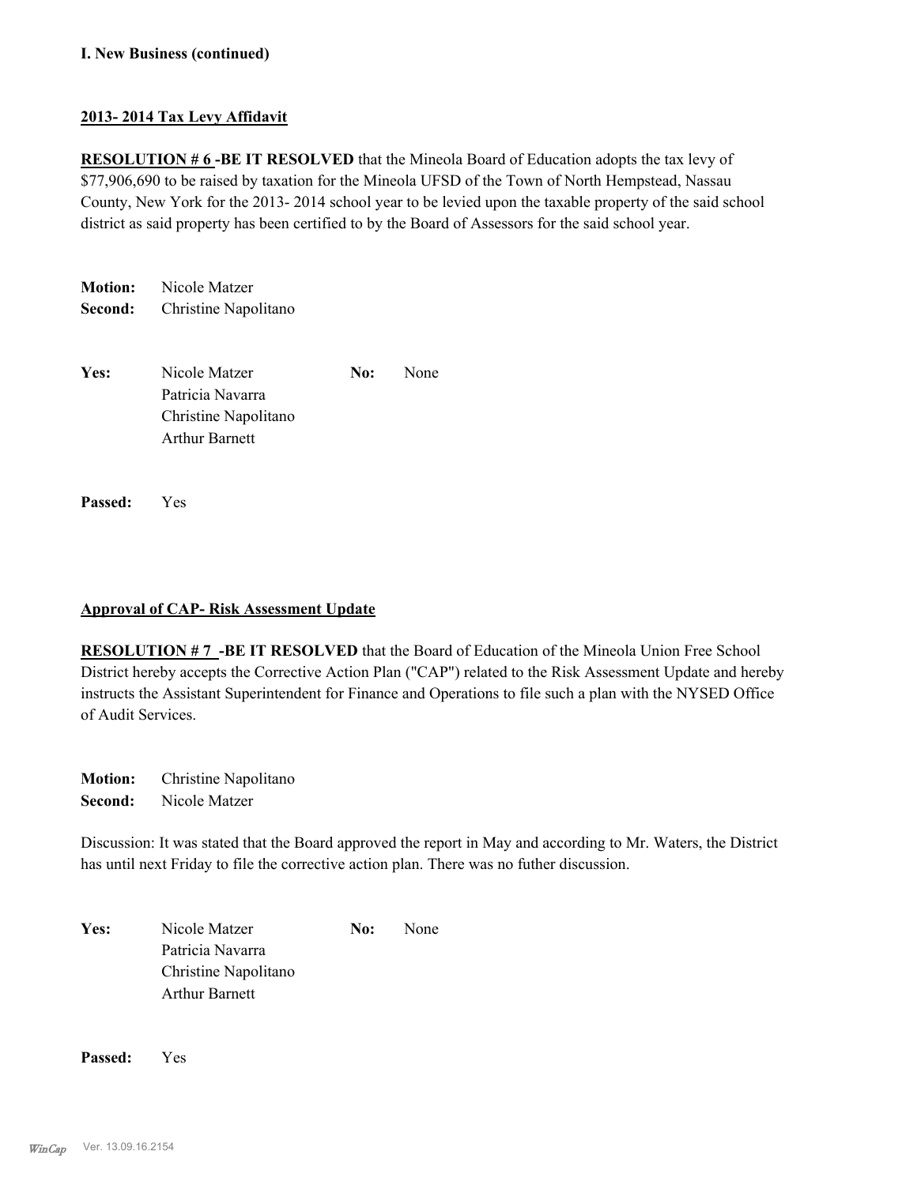**I. New Business (continued)**

**2013- 2014 Tax Levy Affidavit**

**RESOLUTION # 6 -BE IT RESOLVED** that the Mineola Board of Education adopts the tax levy of $77,906,690 to be raised by taxation for the Mineola UFSD of the Town of North Hempstead, Nassau County, New York for the 2013- 2014 school year to be levied upon the taxable property of the said school district as said property has been certified to by the Board of Assessors for the said school year.

**Motion:** Nicole Matzer
**Second:** Christine Napolitano

| **Yes:** | Nicole Matzer | **No:** | None |
|---|---|---|---|
| | Patricia Navarra | | |
| | Christine Napolitano | | |
| | Arthur Barnett | | |

**Passed:** Yes

**Approval of CAP- Risk Assessment Update**

**RESOLUTION # 7 -BE IT RESOLVED** that the Board of Education of the Mineola Union Free School District hereby accepts the Corrective Action Plan ("CAP") related to the Risk Assessment Update and hereby instructs the Assistant Superintendent for Finance and Operations to file such a plan with the NYSED Office of Audit Services.

**Motion:** Christine Napolitano
**Second:** Nicole Matzer

Discussion: It was stated that the Board approved the report in May and according to Mr. Waters, the District has until next Friday to file the corrective action plan. There was no futher discussion.

| **Yes:** | Nicole Matzer | **No:** | None |
|---|---|---|---|
| | Patricia Navarra | | |
| | Christine Napolitano | | |
| | Arthur Barnett | | |

**Passed:** Yes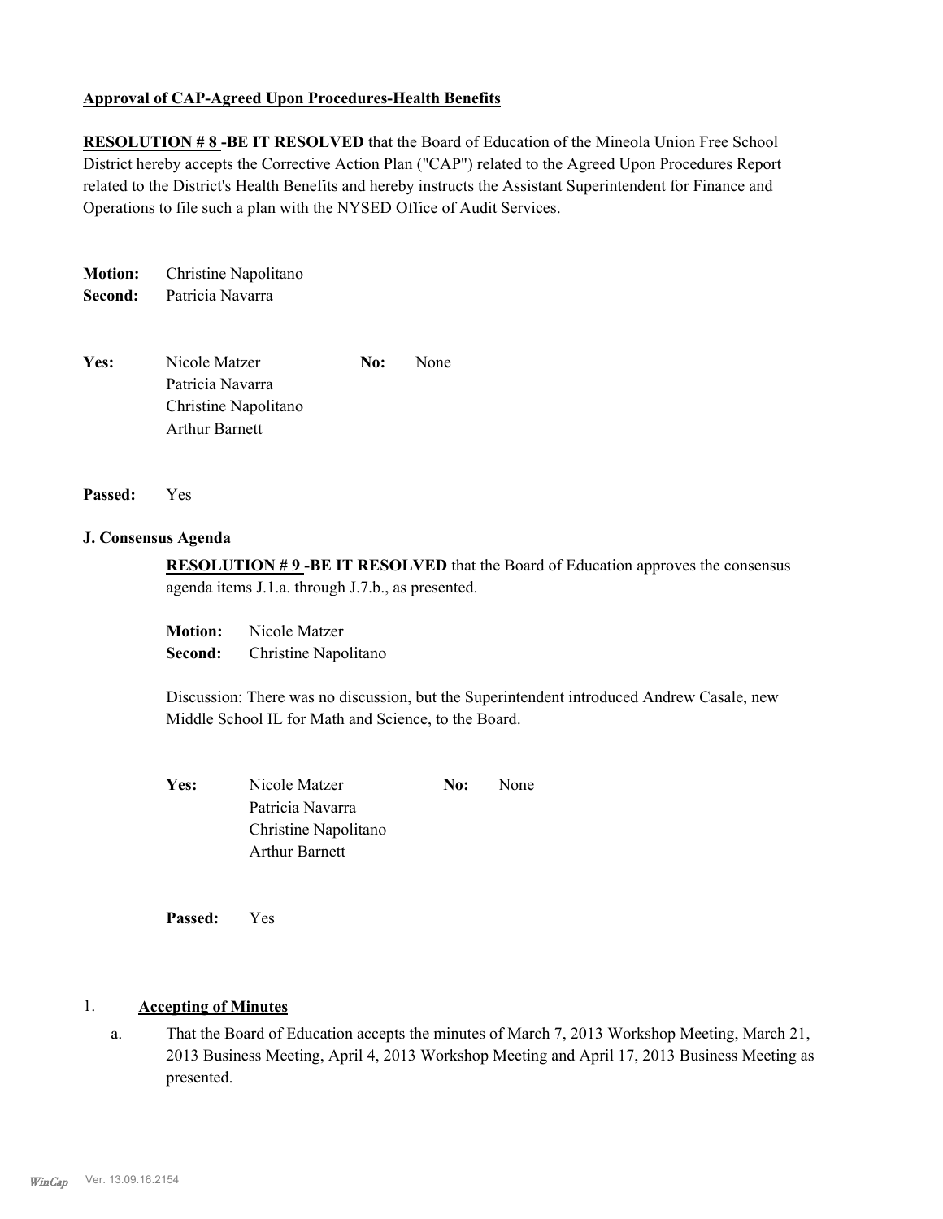**Approval of CAP-Agreed Upon Procedures-Health Benefits**

**RESOLUTION # 8 -BE IT RESOLVED** that the Board of Education of the Mineola Union Free School District hereby accepts the Corrective Action Plan ("CAP") related to the Agreed Upon Procedures Report related to the District's Health Benefits and hereby instructs the Assistant Superintendent for Finance and Operations to file such a plan with the NYSED Office of Audit Services.

**Motion:** Christine Napolitano
**Second:** Patricia Navarra

**Yes:** Nicole Matzer, Patricia Navarra, Christine Napolitano, Arthur Barnett
**No:** None

**Passed:** Yes

**J. Consensus Agenda**

**RESOLUTION # 9 -BE IT RESOLVED** that the Board of Education approves the consensus agenda items J.1.a. through J.7.b., as presented.

**Motion:** Nicole Matzer
**Second:** Christine Napolitano

Discussion: There was no discussion, but the Superintendent introduced Andrew Casale, new Middle School IL for Math and Science, to the Board.

**Yes:** Nicole Matzer, Patricia Navarra, Christine Napolitano, Arthur Barnett
**No:** None

**Passed:** Yes

1. **Accepting of Minutes**

   a. That the Board of Education accepts the minutes of March 7, 2013 Workshop Meeting, March 21, 2013 Business Meeting, April 4, 2013 Workshop Meeting and April 17, 2013 Business Meeting as presented.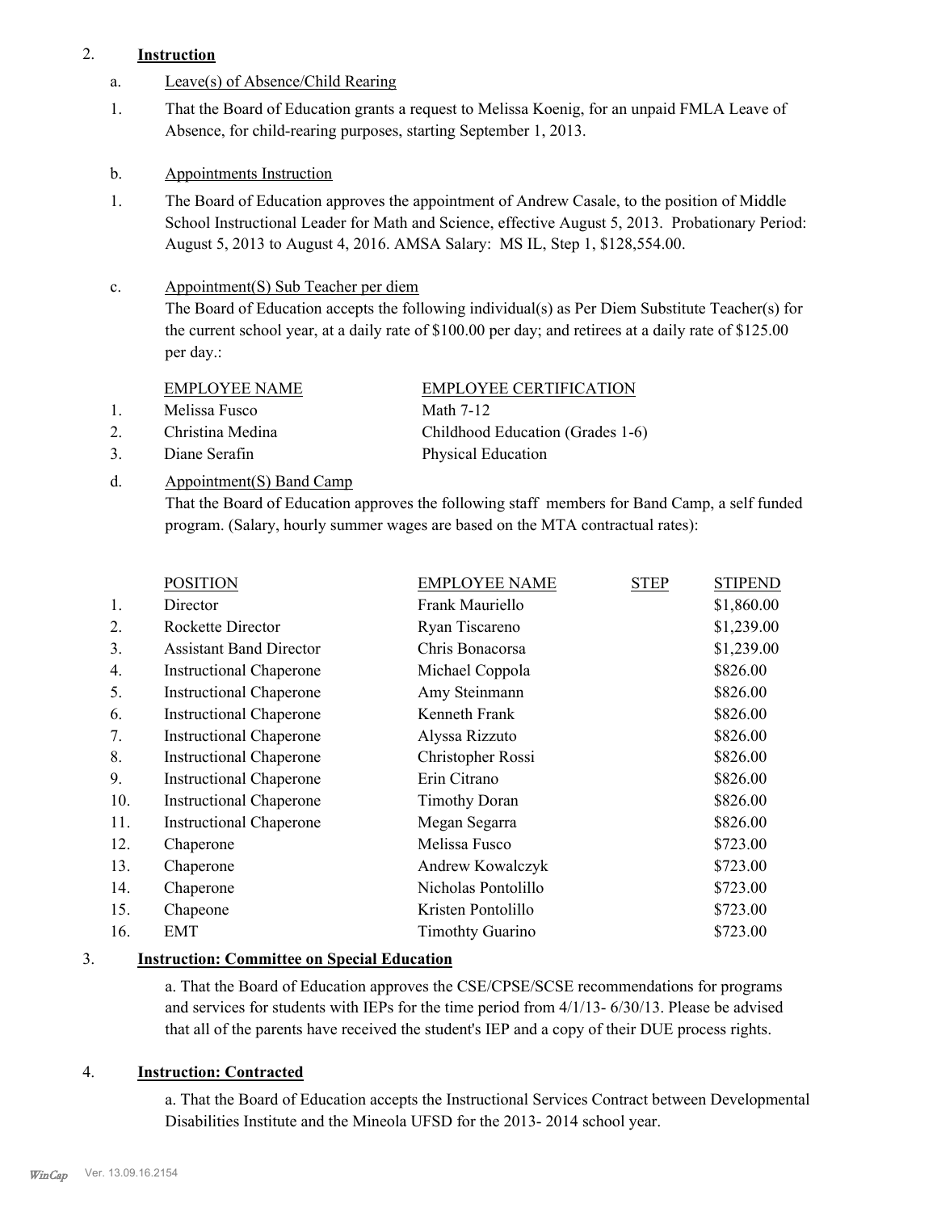2. **Instruction**

a. Leave(s) of Absence/Child Rearing

1. That the Board of Education grants a request to Melissa Koenig, for an unpaid FMLA Leave of Absence, for child-rearing purposes, starting September 1, 2013.

b. Appointments Instruction

1. The Board of Education approves the appointment of Andrew Casale, to the position of Middle School Instructional Leader for Math and Science, effective August 5, 2013. Probationary Period: August 5, 2013 to August 4, 2016. AMSA Salary: MS IL, Step 1, $128,554.00.

c. Appointment(S) Sub Teacher per diem

The Board of Education accepts the following individual(s) as Per Diem Substitute Teacher(s) for the current school year, at a daily rate of $100.00 per day; and retirees at a daily rate of $125.00 per day.:

| | EMPLOYEE NAME | EMPLOYEE CERTIFICATION |
|---|---|---|
| 1. | Melissa Fusco | Math 7-12 |
| 2. | Christina Medina | Childhood Education (Grades 1-6) |
| 3. | Diane Serafin | Physical Education |

d. Appointment(S) Band Camp

That the Board of Education approves the following staff members for Band Camp, a self funded program. (Salary, hourly summer wages are based on the MTA contractual rates):

| | POSITION | EMPLOYEE NAME | STEP | STIPEND |
|---|---|---|---|---|
| 1. | Director | Frank Mauriello | | $1,860.00 |
| 2. | Rockette Director | Ryan Tiscareno | | $1,239.00 |
| 3. | Assistant Band Director | Chris Bonacorsa | | $1,239.00 |
| 4. | Instructional Chaperone | Michael Coppola | | $826.00 |
| 5. | Instructional Chaperone | Amy Steinmann | | $826.00 |
| 6. | Instructional Chaperone | Kenneth Frank | | $826.00 |
| 7. | Instructional Chaperone | Alyssa Rizzuto | | $826.00 |
| 8. | Instructional Chaperone | Christopher Rossi | | $826.00 |
| 9. | Instructional Chaperone | Erin Citrano | | $826.00 |
| 10. | Instructional Chaperone | Timothy Doran | | $826.00 |
| 11. | Instructional Chaperone | Megan Segarra | | $826.00 |
| 12. | Chaperone | Melissa Fusco | | $723.00 |
| 13. | Chaperone | Andrew Kowalczyk | | $723.00 |
| 14. | Chaperone | Nicholas Pontolillo | | $723.00 |
| 15. | Chapeone | Kristen Pontolillo | | $723.00 |
| 16. | EMT | Timothty Guarino | | $723.00 |

3. **Instruction: Committee on Special Education**

a. That the Board of Education approves the CSE/CPSE/SCSE recommendations for programs and services for students with IEPs for the time period from 4/1/13- 6/30/13. Please be advised that all of the parents have received the student's IEP and a copy of their DUE process rights.

4. **Instruction: Contracted**

a. That the Board of Education accepts the Instructional Services Contract between Developmental Disabilities Institute and the Mineola UFSD for the 2013- 2014 school year.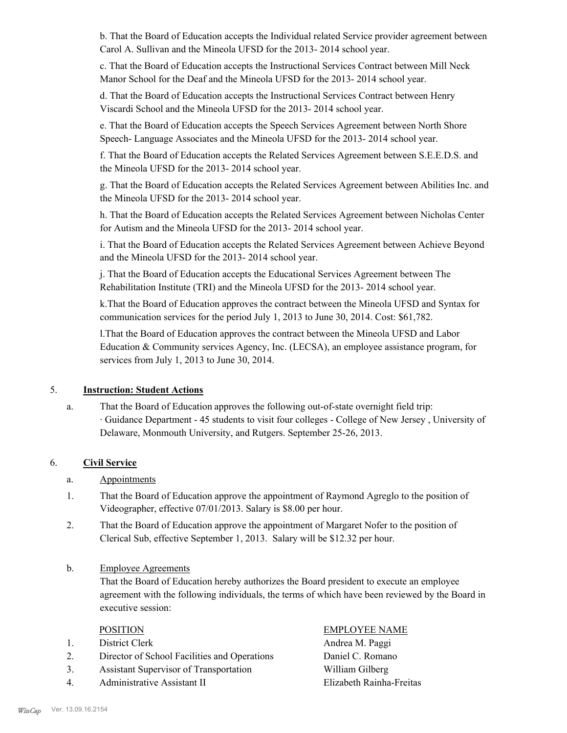b. That the Board of Education accepts the Individual related Service provider agreement between Carol A. Sullivan and the Mineola UFSD for the 2013- 2014 school year.

c. That the Board of Education accepts the Instructional Services Contract between Mill Neck Manor School for the Deaf and the Mineola UFSD for the 2013- 2014 school year.

d. That the Board of Education accepts the Instructional Services Contract between Henry Viscardi School and the Mineola UFSD for the 2013- 2014 school year.

e. That the Board of Education accepts the Speech Services Agreement between North Shore Speech- Language Associates and the Mineola UFSD for the 2013- 2014 school year.

f. That the Board of Education accepts the Related Services Agreement between S.E.E.D.S. and the Mineola UFSD for the 2013- 2014 school year.

g. That the Board of Education accepts the Related Services Agreement between Abilities Inc. and the Mineola UFSD for the 2013- 2014 school year.

h. That the Board of Education accepts the Related Services Agreement between Nicholas Center for Autism and the Mineola UFSD for the 2013- 2014 school year.

i. That the Board of Education accepts the Related Services Agreement between Achieve Beyond and the Mineola UFSD for the 2013- 2014 school year.

j. That the Board of Education accepts the Educational Services Agreement between The Rehabilitation Institute (TRI) and the Mineola UFSD for the 2013- 2014 school year.

k.That the Board of Education approves the contract between the Mineola UFSD and Syntax for communication services for the period July 1, 2013 to June 30, 2014. Cost: $61,782.

l.That the Board of Education approves the contract between the Mineola UFSD and Labor Education & Community services Agency, Inc. (LECSA), an employee assistance program, for services from July 1, 2013 to June 30, 2014.

5. **Instruction: Student Actions**

a. That the Board of Education approves the following out-of-state overnight field trip:
· Guidance Department - 45 students to visit four colleges - College of New Jersey , University of Delaware, Monmouth University, and Rutgers. September 25-26, 2013.

6. **Civil Service**

a. Appointments

1. That the Board of Education approve the appointment of Raymond Agreglo to the position of Videographer, effective 07/01/2013. Salary is $8.00 per hour.
2. That the Board of Education approve the appointment of Margaret Nofer to the position of Clerical Sub, effective September 1, 2013. Salary will be $12.32 per hour.

b. Employee Agreements

That the Board of Education hereby authorizes the Board president to execute an employee agreement with the following individuals, the terms of which have been reviewed by the Board in executive session:

| | POSITION | EMPLOYEE NAME |
|---|---|---|
| 1. | District Clerk | Andrea M. Paggi |
| 2. | Director of School Facilities and Operations | Daniel C. Romano |
| 3. | Assistant Supervisor of Transportation | William Gilberg |
| 4. | Administrative Assistant II | Elizabeth Rainha-Freitas |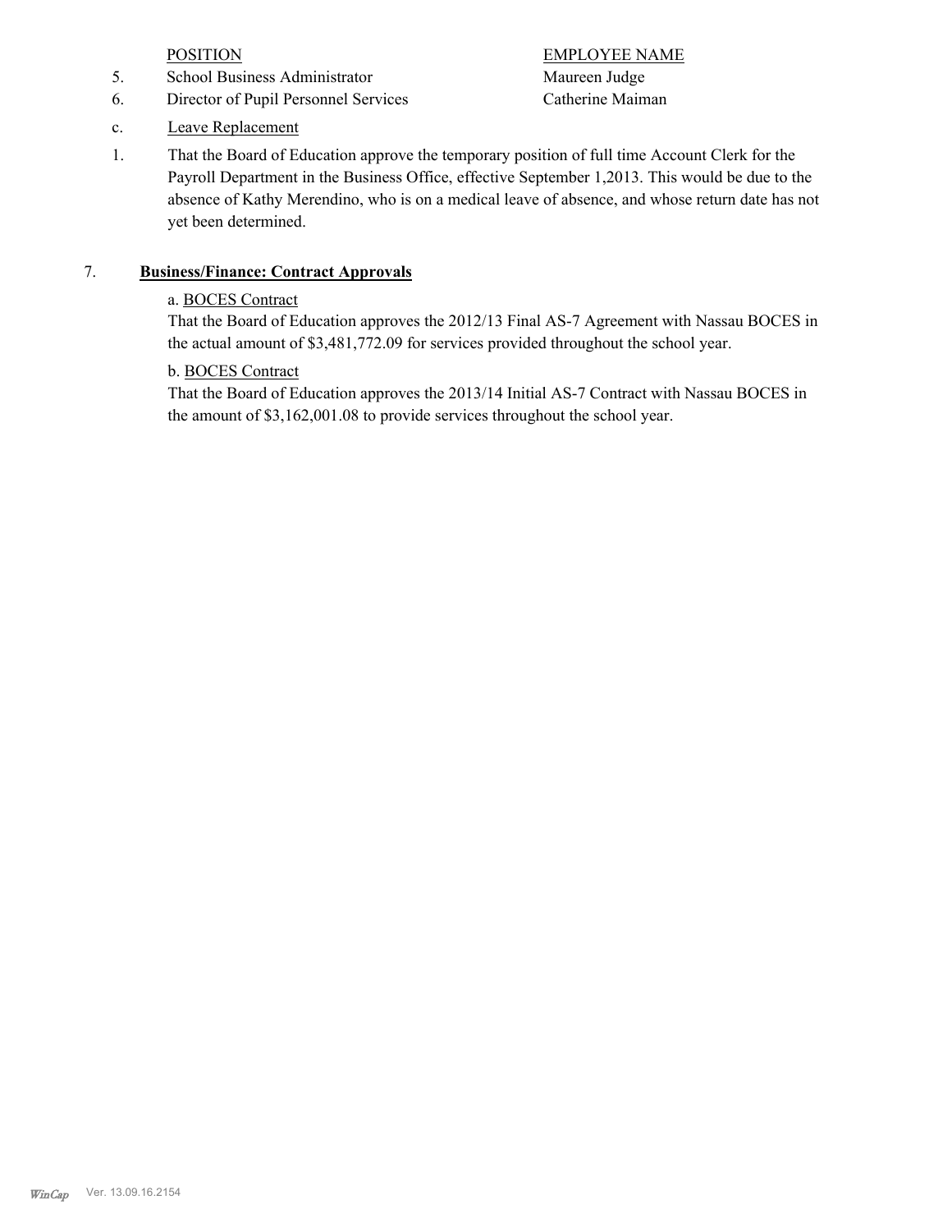| | POSITION | EMPLOYEE NAME |
|---|---|---|
| 5. | School Business Administrator | Maureen Judge |
| 6. | Director of Pupil Personnel Services | Catherine Maiman |

c. Leave Replacement

1. That the Board of Education approve the temporary position of full time Account Clerk for the Payroll Department in the Business Office, effective September 1,2013. This would be due to the absence of Kathy Merendino, who is on a medical leave of absence, and whose return date has not yet been determined.

7. **Business/Finance: Contract Approvals**

a. BOCES Contract
That the Board of Education approves the 2012/13 Final AS-7 Agreement with Nassau BOCES in the actual amount of $3,481,772.09 for services provided throughout the school year.

b. BOCES Contract
That the Board of Education approves the 2013/14 Initial AS-7 Contract with Nassau BOCES in the amount of $3,162,001.08 to provide services throughout the school year.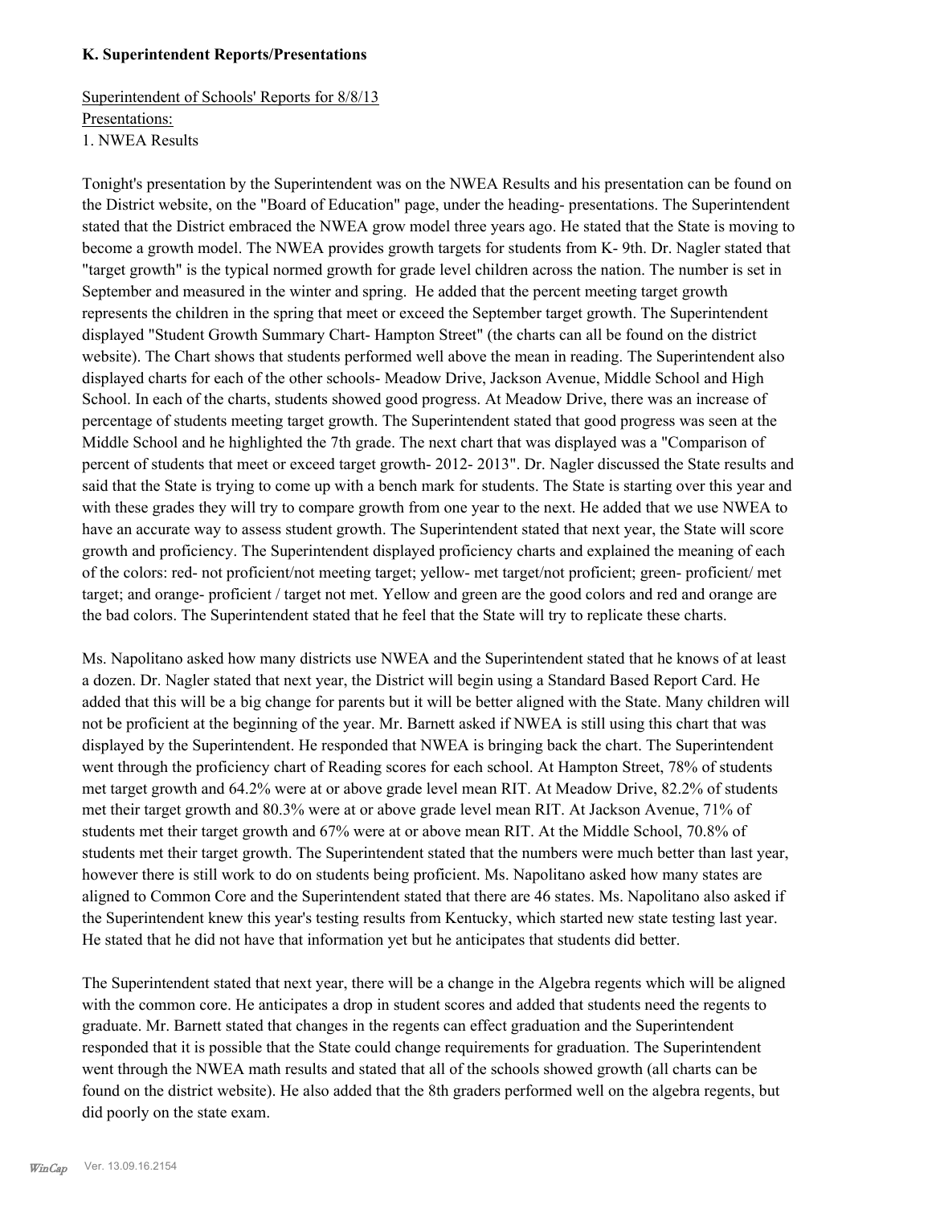**K. Superintendent Reports/Presentations**

Superintendent of Schools' Reports for 8/8/13
Presentations:
1. NWEA Results

Tonight's presentation by the Superintendent was on the NWEA Results and his presentation can be found on the District website, on the "Board of Education" page, under the heading- presentations. The Superintendent stated that the District embraced the NWEA grow model three years ago. He stated that the State is moving to become a growth model. The NWEA provides growth targets for students from K- 9th. Dr. Nagler stated that "target growth" is the typical normed growth for grade level children across the nation. The number is set in September and measured in the winter and spring. He added that the percent meeting target growth represents the children in the spring that meet or exceed the September target growth. The Superintendent displayed "Student Growth Summary Chart- Hampton Street" (the charts can all be found on the district website). The Chart shows that students performed well above the mean in reading. The Superintendent also displayed charts for each of the other schools- Meadow Drive, Jackson Avenue, Middle School and High School. In each of the charts, students showed good progress. At Meadow Drive, there was an increase of percentage of students meeting target growth. The Superintendent stated that good progress was seen at the Middle School and he highlighted the 7th grade. The next chart that was displayed was a "Comparison of percent of students that meet or exceed target growth- 2012- 2013". Dr. Nagler discussed the State results and said that the State is trying to come up with a bench mark for students. The State is starting over this year and with these grades they will try to compare growth from one year to the next. He added that we use NWEA to have an accurate way to assess student growth. The Superintendent stated that next year, the State will score growth and proficiency. The Superintendent displayed proficiency charts and explained the meaning of each of the colors: red- not proficient/not meeting target; yellow- met target/not proficient; green- proficient/ met target; and orange- proficient / target not met. Yellow and green are the good colors and red and orange are the bad colors. The Superintendent stated that he feel that the State will try to replicate these charts.

Ms. Napolitano asked how many districts use NWEA and the Superintendent stated that he knows of at least a dozen. Dr. Nagler stated that next year, the District will begin using a Standard Based Report Card. He added that this will be a big change for parents but it will be better aligned with the State. Many children will not be proficient at the beginning of the year. Mr. Barnett asked if NWEA is still using this chart that was displayed by the Superintendent. He responded that NWEA is bringing back the chart. The Superintendent went through the proficiency chart of Reading scores for each school. At Hampton Street, 78% of students met target growth and 64.2% were at or above grade level mean RIT. At Meadow Drive, 82.2% of students met their target growth and 80.3% were at or above grade level mean RIT. At Jackson Avenue, 71% of students met their target growth and 67% were at or above mean RIT. At the Middle School, 70.8% of students met their target growth. The Superintendent stated that the numbers were much better than last year, however there is still work to do on students being proficient. Ms. Napolitano asked how many states are aligned to Common Core and the Superintendent stated that there are 46 states. Ms. Napolitano also asked if the Superintendent knew this year's testing results from Kentucky, which started new state testing last year. He stated that he did not have that information yet but he anticipates that students did better.

The Superintendent stated that next year, there will be a change in the Algebra regents which will be aligned with the common core. He anticipates a drop in student scores and added that students need the regents to graduate. Mr. Barnett stated that changes in the regents can effect graduation and the Superintendent responded that it is possible that the State could change requirements for graduation. The Superintendent went through the NWEA math results and stated that all of the schools showed growth (all charts can be found on the district website). He also added that the 8th graders performed well on the algebra regents, but did poorly on the state exam.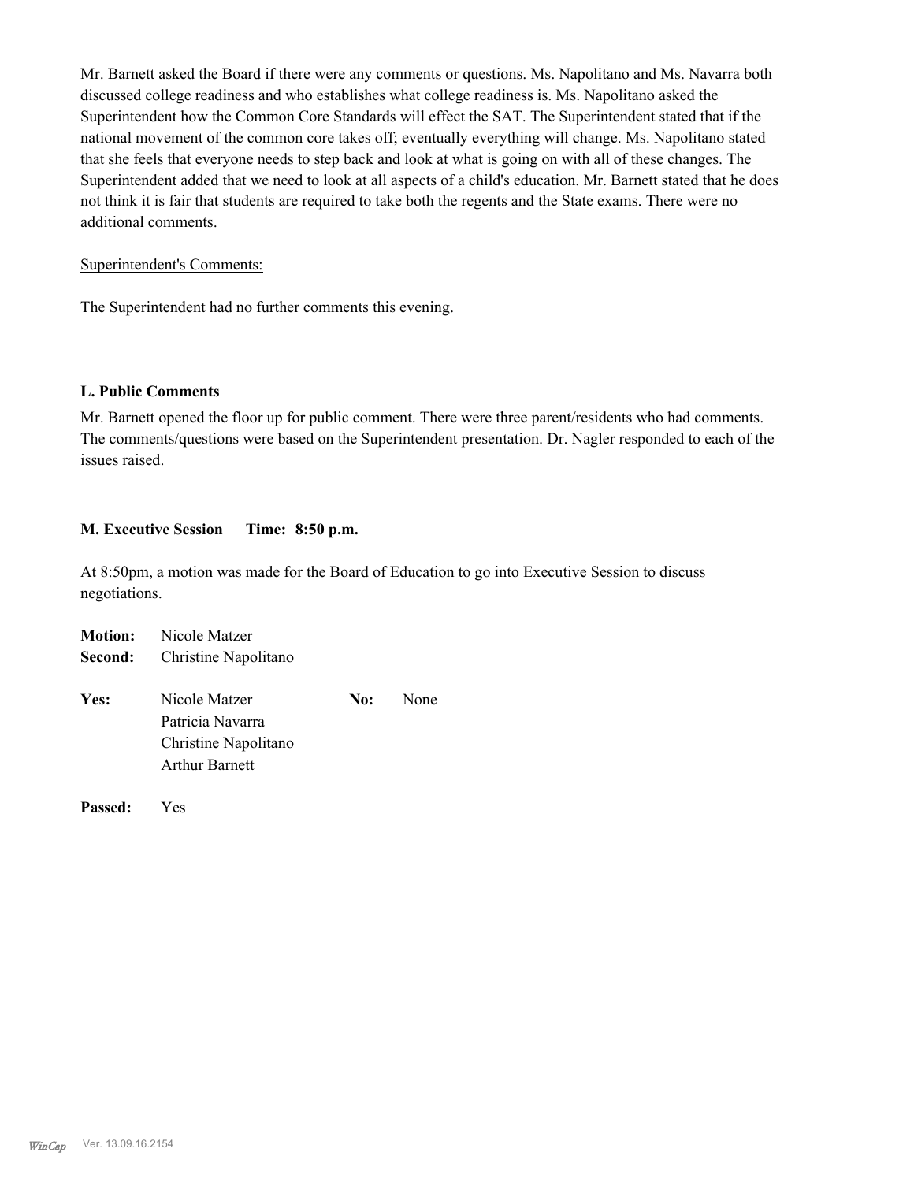Mr. Barnett asked the Board if there were any comments or questions. Ms. Napolitano and Ms. Navarra both discussed college readiness and who establishes what college readiness is. Ms. Napolitano asked the Superintendent how the Common Core Standards will effect the SAT. The Superintendent stated that if the national movement of the common core takes off; eventually everything will change. Ms. Napolitano stated that she feels that everyone needs to step back and look at what is going on with all of these changes. The Superintendent added that we need to look at all aspects of a child's education. Mr. Barnett stated that he does not think it is fair that students are required to take both the regents and the State exams. There were no additional comments.

Superintendent's Comments:

The Superintendent had no further comments this evening.

### L. Public Comments

Mr. Barnett opened the floor up for public comment. There were three parent/residents who had comments. The comments/questions were based on the Superintendent presentation. Dr. Nagler responded to each of the issues raised.

### M. Executive Session Time: 8:50 p.m.

At 8:50pm, a motion was made for the Board of Education to go into Executive Session to discuss negotiations.

**Motion:** Nicole Matzer
**Second:** Christine Napolitano

**Yes:** Nicole Matzer, Patricia Navarra, Christine Napolitano, Arthur Barnett
**No:** None

**Passed:** Yes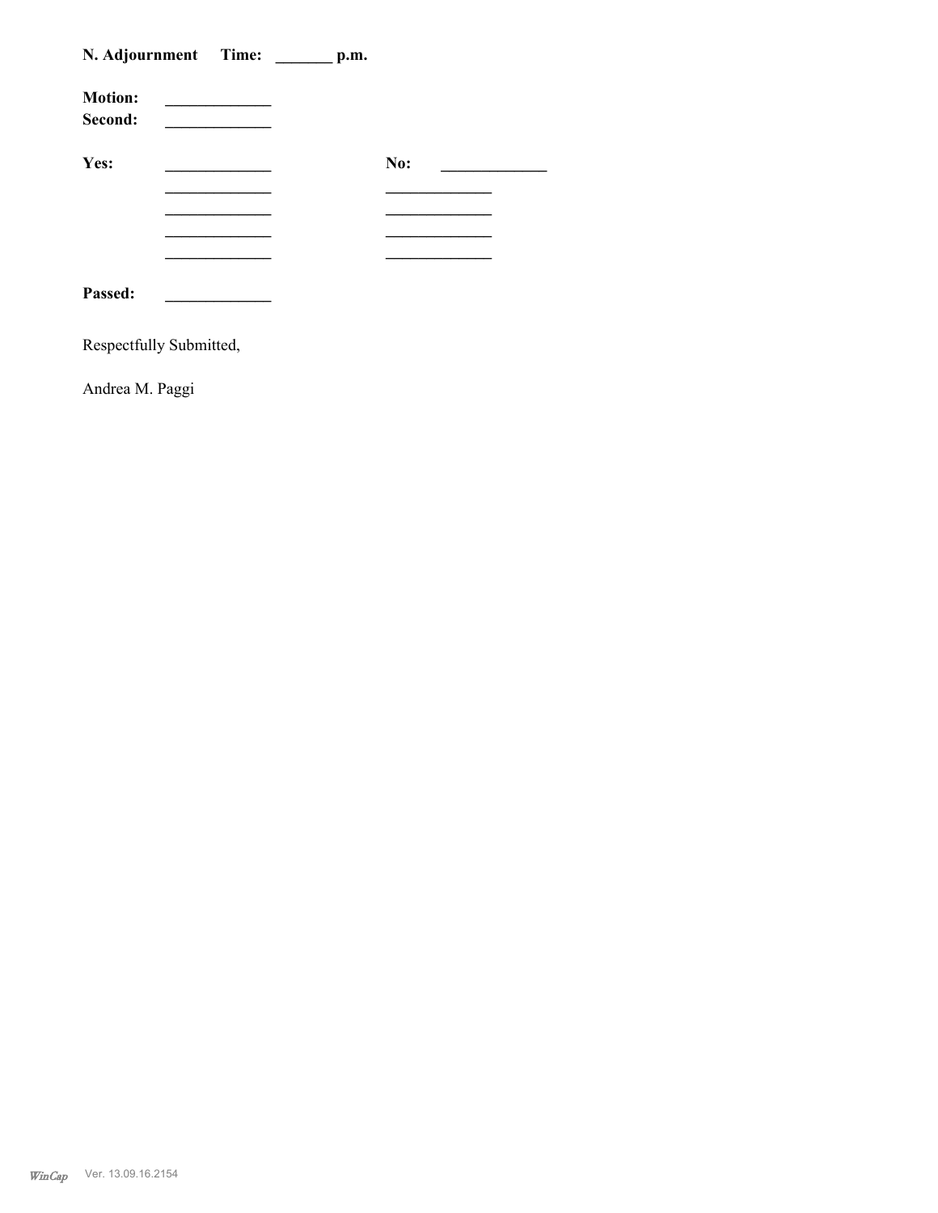**N. Adjournment Time: _______ p.m.**

**Motion:** _____________
**Second:** _____________

**Yes:** _____________ **No:** _____________

_____________ _____________

_____________ _____________

_____________ _____________

_____________ _____________

**Passed:** _____________

Respectfully Submitted,

Andrea M. Paggi